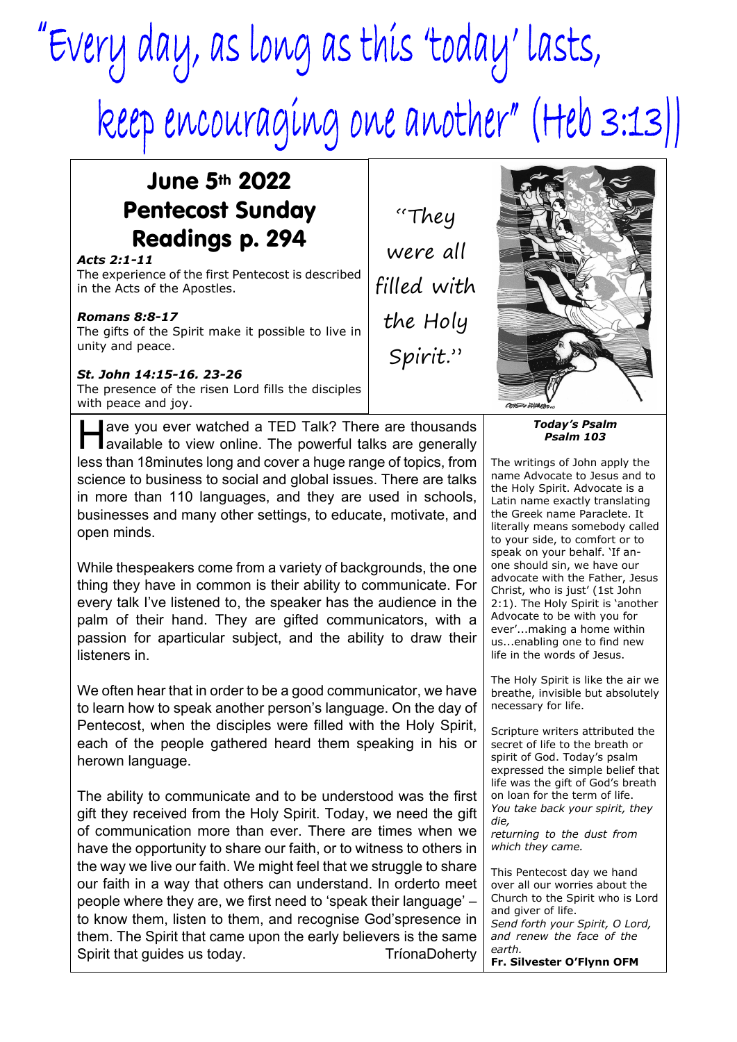# "Every day, as long as this 'today' lasts, keep encouraging one another" (Heb 3:13)

## June 5th 2022
## Pentecost Sunday
## Readings p. 294

***Acts 2:1-11***
The experience of the first Pentecost is described in the Acts of the Apostles.

***Romans 8:8-17***
The gifts of the Spirit make it possible to live in unity and peace.

***St. John 14:15-16. 23-26***
The presence of the risen Lord fills the disciples with peace and joy.

"They were all filled with the Holy Spirit."

Have you ever watched a TED Talk? There are thousands available to view online. The powerful talks are generally less than 18minutes long and cover a huge range of topics, from science to business to social and global issues. There are talks in more than 110 languages, and they are used in schools, businesses and many other settings, to educate, motivate, and open minds.

While thespeakers come from a variety of backgrounds, the one thing they have in common is their ability to communicate. For every talk I've listened to, the speaker has the audience in the palm of their hand. They are gifted communicators, with a passion for aparticular subject, and the ability to draw their listeners in.

We often hear that in order to be a good communicator, we have to learn how to speak another person's language. On the day of Pentecost, when the disciples were filled with the Holy Spirit, each of the people gathered heard them speaking in his or herown language.

The ability to communicate and to be understood was the first gift they received from the Holy Spirit. Today, we need the gift of communication more than ever. There are times when we have the opportunity to share our faith, or to witness to others in the way we live our faith. We might feel that we struggle to share our faith in a way that others can understand. In orderto meet people where they are, we first need to 'speak their language' – to know them, listen to them, and recognise God'spresence in them. The Spirit that came upon the early believers is the same Spirit that guides us today. TríonaDoherty

***Today's Psalm***
***Psalm 103***

The writings of John apply the name Advocate to Jesus and to the Holy Spirit. Advocate is a Latin name exactly translating the Greek name Paraclete. It literally means somebody called to your side, to comfort or to speak on your behalf. 'If an-one should sin, we have our advocate with the Father, Jesus Christ, who is just' (1st John 2:1). The Holy Spirit is 'another Advocate to be with you for ever'...making a home within us...enabling one to find new life in the words of Jesus.

The Holy Spirit is like the air we breathe, invisible but absolutely necessary for life.

Scripture writers attributed the secret of life to the breath or spirit of God. Today's psalm expressed the simple belief that life was the gift of God's breath on loan for the term of life.
*You take back your spirit, they die,*
*returning to the dust from which they came.*

This Pentecost day we hand over all our worries about the Church to the Spirit who is Lord and giver of life.
*Send forth your Spirit, O Lord, and renew the face of the earth.*
**Fr. Silvester O'Flynn OFM**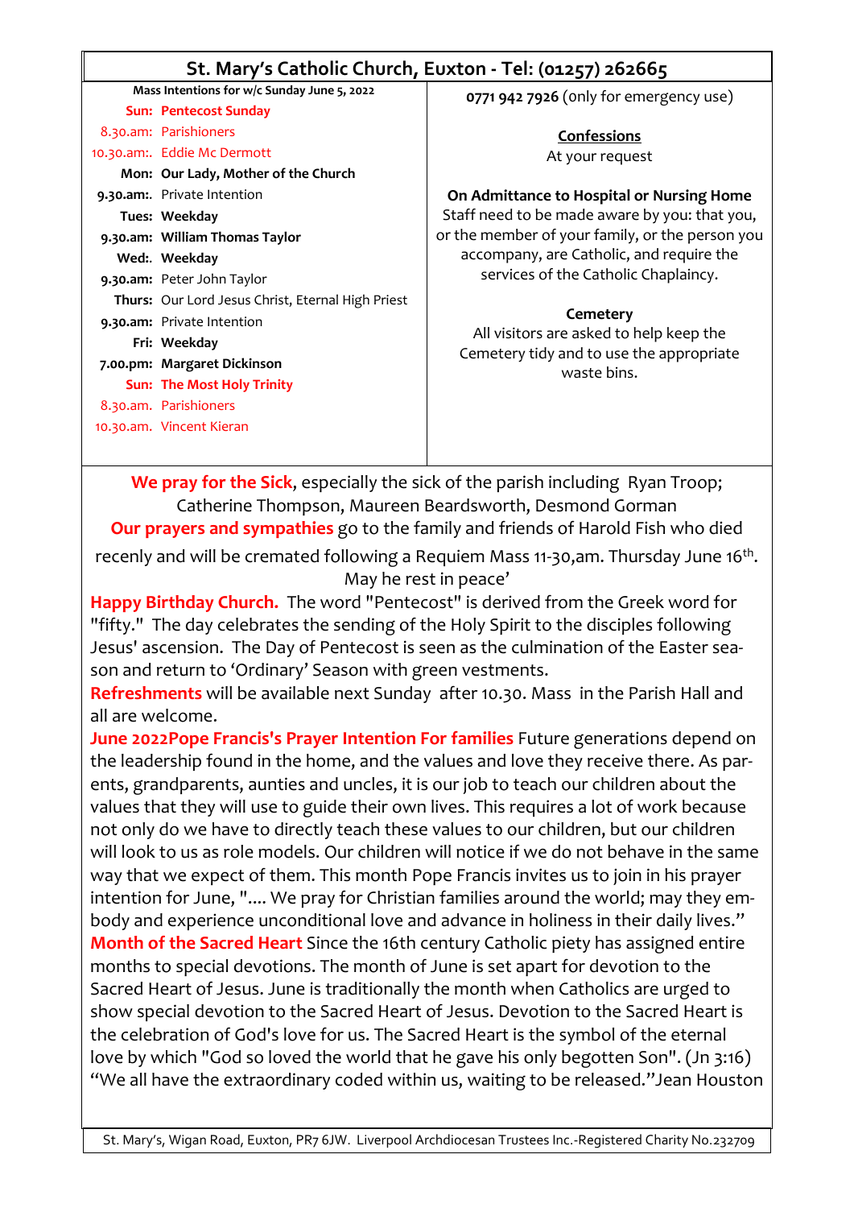# St. Mary's Catholic Church, Euxton - Tel: (01257) 262665

**Mass Intentions for w/c Sunday June 5, 2022**

| | |
|---|---|
| **Sun:** | **Pentecost Sunday** |
| 8.30.am: | Parishioners |
| 10.30.am:. | Eddie Mc Dermott |
| **Mon:** | **Our Lady, Mother of the Church** |
| **9.30.am:.** | Private Intention |
| **Tues:** | **Weekday** |
| **9.30.am:** | **William Thomas Taylor** |
| **Wed:.** | **Weekday** |
| **9.30.am:** | Peter John Taylor |
| **Thurs:** | Our Lord Jesus Christ, Eternal High Priest |
| **9.30.am:** | Private Intention |
| **Fri:** | **Weekday** |
| **7.00.pm:** | **Margaret Dickinson** |
| **Sun:** | **The Most Holy Trinity** |
| 8.30.am. | Parishioners |
| 10.30.am. | Vincent Kieran |

**0771 942 7926** (only for emergency use)

**Confessions**
At your request

**On Admittance to Hospital or Nursing Home**
Staff need to be made aware by you: that you, or the member of your family, or the person you accompany, are Catholic, and require the services of the Catholic Chaplaincy.

**Cemetery**
All visitors are asked to help keep the Cemetery tidy and to use the appropriate waste bins.

**We pray for the Sick**, especially the sick of the parish including Ryan Troop; Catherine Thompson, Maureen Beardsworth, Desmond Gorman

**Our prayers and sympathies** go to the family and friends of Harold Fish who died recenly and will be cremated following a Requiem Mass 11-30,am. Thursday June 16th. May he rest in peace'

**Happy Birthday Church.** The word "Pentecost" is derived from the Greek word for "fifty." The day celebrates the sending of the Holy Spirit to the disciples following Jesus' ascension. The Day of Pentecost is seen as the culmination of the Easter season and return to 'Ordinary' Season with green vestments.

**Refreshments** will be available next Sunday after 10.30. Mass in the Parish Hall and all are welcome.

**June 2022Pope Francis's Prayer Intention For families** Future generations depend on the leadership found in the home, and the values and love they receive there. As parents, grandparents, aunties and uncles, it is our job to teach our children about the values that they will use to guide their own lives. This requires a lot of work because not only do we have to directly teach these values to our children, but our children will look to us as role models. Our children will notice if we do not behave in the same way that we expect of them. This month Pope Francis invites us to join in his prayer intention for June, ".... We pray for Christian families around the world; may they embody and experience unconditional love and advance in holiness in their daily lives."

**Month of the Sacred Heart** Since the 16th century Catholic piety has assigned entire months to special devotions. The month of June is set apart for devotion to the Sacred Heart of Jesus. June is traditionally the month when Catholics are urged to show special devotion to the Sacred Heart of Jesus. Devotion to the Sacred Heart is the celebration of God's love for us. The Sacred Heart is the symbol of the eternal love by which "God so loved the world that he gave his only begotten Son". (Jn 3:16)

"We all have the extraordinary coded within us, waiting to be released."Jean Houston

St. Mary's, Wigan Road, Euxton, PR7 6JW. Liverpool Archdiocesan Trustees Inc.-Registered Charity No.232709